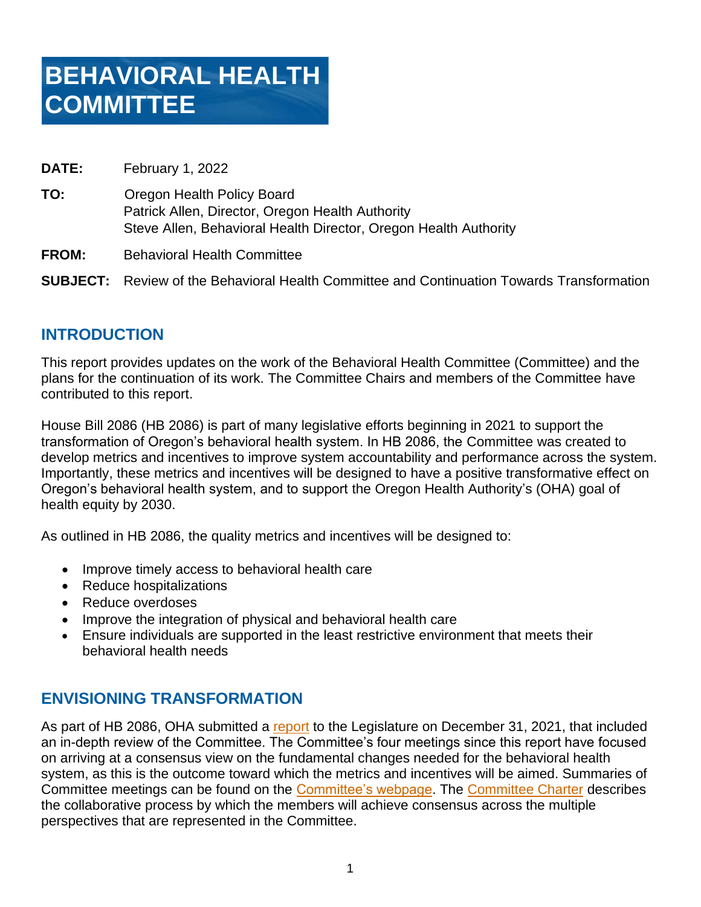# BEHAVIORAL HEALTH COMMITTEE

**DATE:** February 1, 2022

**TO:** Oregon Health Policy Board
Patrick Allen, Director, Oregon Health Authority
Steve Allen, Behavioral Health Director, Oregon Health Authority

**FROM:** Behavioral Health Committee

**SUBJECT:** Review of the Behavioral Health Committee and Continuation Towards Transformation

## INTRODUCTION

This report provides updates on the work of the Behavioral Health Committee (Committee) and the plans for the continuation of its work. The Committee Chairs and members of the Committee have contributed to this report.

House Bill 2086 (HB 2086) is part of many legislative efforts beginning in 2021 to support the transformation of Oregon's behavioral health system. In HB 2086, the Committee was created to develop metrics and incentives to improve system accountability and performance across the system. Importantly, these metrics and incentives will be designed to have a positive transformative effect on Oregon's behavioral health system, and to support the Oregon Health Authority's (OHA) goal of health equity by 2030.

As outlined in HB 2086, the quality metrics and incentives will be designed to:

- Improve timely access to behavioral health care
- Reduce hospitalizations
- Reduce overdoses
- Improve the integration of physical and behavioral health care
- Ensure individuals are supported in the least restrictive environment that meets their behavioral health needs

## ENVISIONING TRANSFORMATION

As part of HB 2086, OHA submitted a report to the Legislature on December 31, 2021, that included an in-depth review of the Committee. The Committee's four meetings since this report have focused on arriving at a consensus view on the fundamental changes needed for the behavioral health system, as this is the outcome toward which the metrics and incentives will be aimed. Summaries of Committee meetings can be found on the Committee's webpage. The Committee Charter describes the collaborative process by which the members will achieve consensus across the multiple perspectives that are represented in the Committee.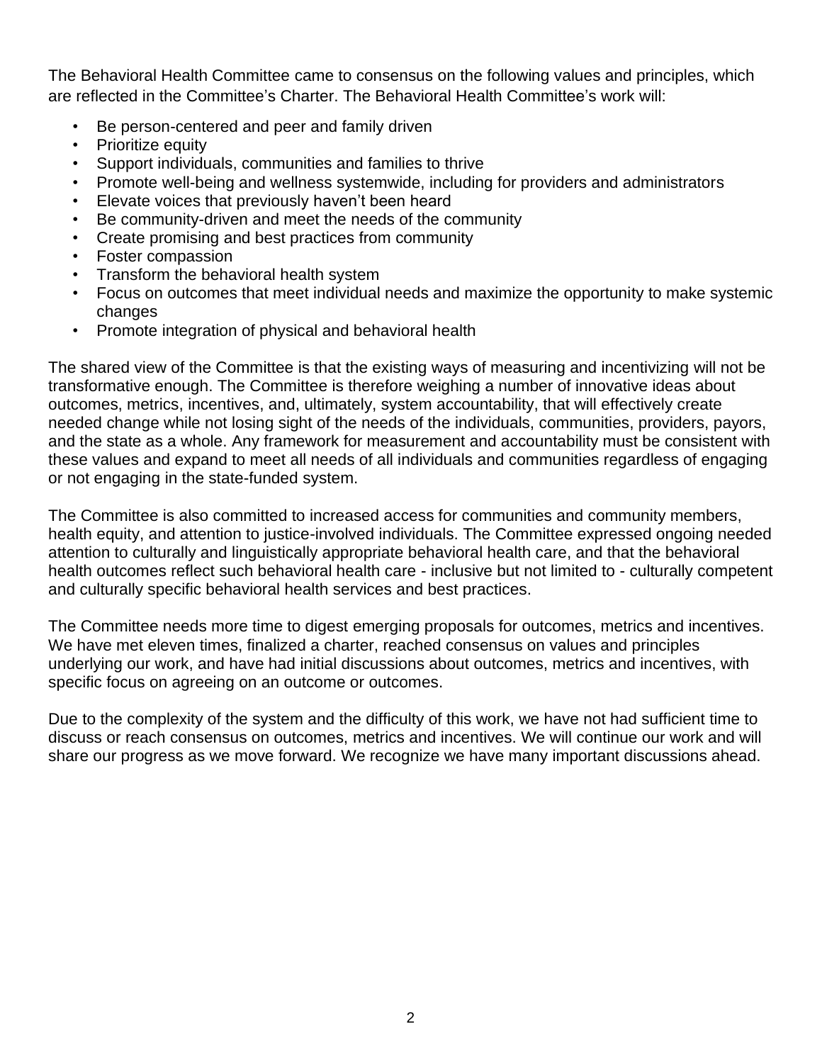The Behavioral Health Committee came to consensus on the following values and principles, which are reflected in the Committee's Charter. The Behavioral Health Committee's work will:

- Be person-centered and peer and family driven
- Prioritize equity
- Support individuals, communities and families to thrive
- Promote well-being and wellness systemwide, including for providers and administrators
- Elevate voices that previously haven't been heard
- Be community-driven and meet the needs of the community
- Create promising and best practices from community
- Foster compassion
- Transform the behavioral health system
- Focus on outcomes that meet individual needs and maximize the opportunity to make systemic changes
- Promote integration of physical and behavioral health

The shared view of the Committee is that the existing ways of measuring and incentivizing will not be transformative enough. The Committee is therefore weighing a number of innovative ideas about outcomes, metrics, incentives, and, ultimately, system accountability, that will effectively create needed change while not losing sight of the needs of the individuals, communities, providers, payors, and the state as a whole. Any framework for measurement and accountability must be consistent with these values and expand to meet all needs of all individuals and communities regardless of engaging or not engaging in the state-funded system.

The Committee is also committed to increased access for communities and community members, health equity, and attention to justice-involved individuals. The Committee expressed ongoing needed attention to culturally and linguistically appropriate behavioral health care, and that the behavioral health outcomes reflect such behavioral health care - inclusive but not limited to - culturally competent and culturally specific behavioral health services and best practices.

The Committee needs more time to digest emerging proposals for outcomes, metrics and incentives. We have met eleven times, finalized a charter, reached consensus on values and principles underlying our work, and have had initial discussions about outcomes, metrics and incentives, with specific focus on agreeing on an outcome or outcomes.

Due to the complexity of the system and the difficulty of this work, we have not had sufficient time to discuss or reach consensus on outcomes, metrics and incentives. We will continue our work and will share our progress as we move forward. We recognize we have many important discussions ahead.